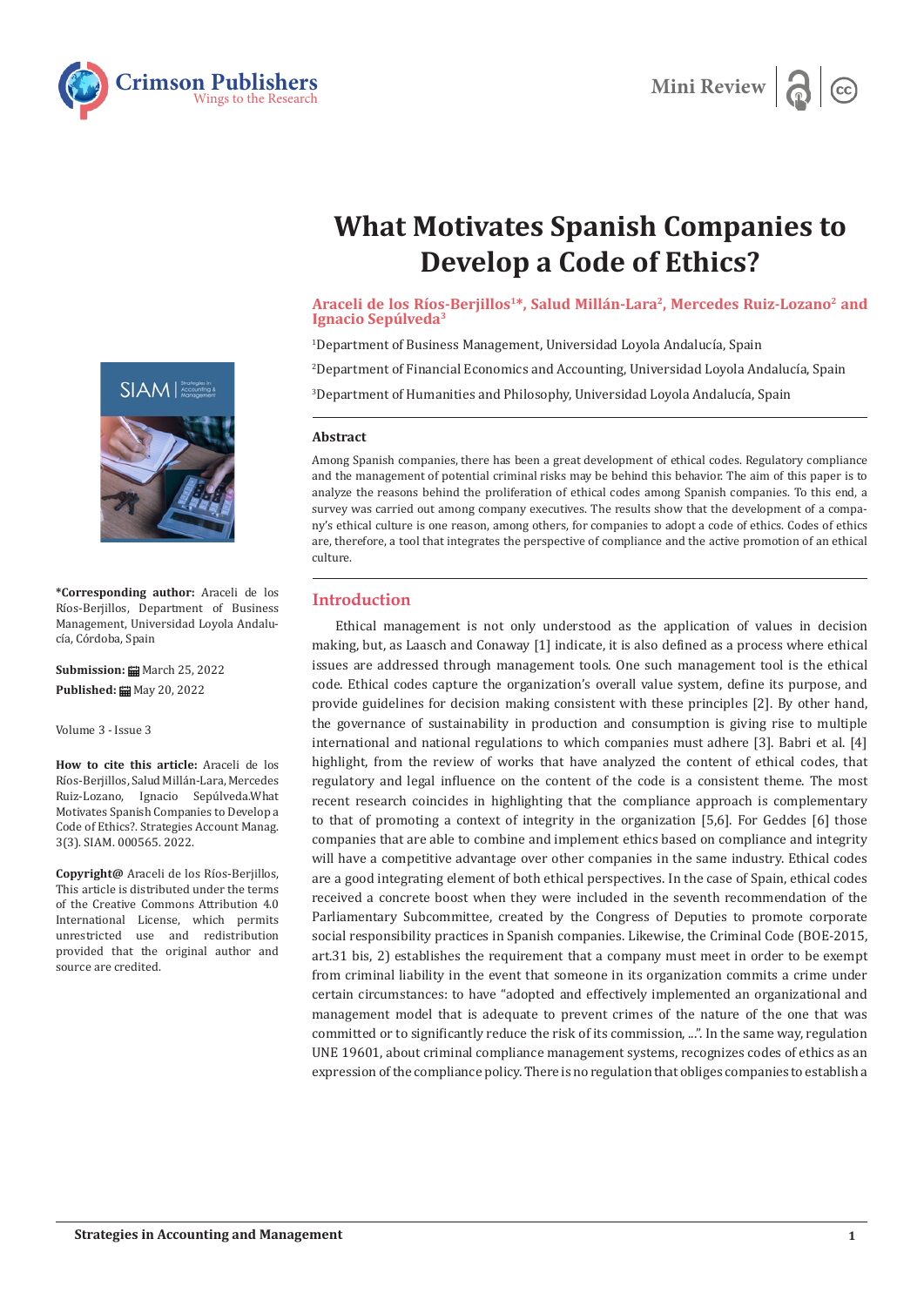Mini Review

# What Motivates Spanish Companies to Develop a Code of Ethics?

**Araceli de los Ríos-Berjillos[1]\*, Salud Millán-Lara[2], Mercedes Ruiz-Lozano[2] and Ignacio Sepúlveda[3]**

[1]Department of Business Management, Universidad Loyola Andalucía, Spain

[2]Department of Financial Economics and Accounting, Universidad Loyola Andalucía, Spain

[3]Department of Humanities and Philosophy, Universidad Loyola Andalucía, Spain

**\*Corresponding author:** Araceli de los Ríos-Berjillos, Department of Business Management, Universidad Loyola Andalucía, Córdoba, Spain

**Submission:** March 25, 2022

**Published:** May 20, 2022

Volume 3 - Issue 3

**How to cite this article:** Araceli de los Ríos-Berjillos, Salud Millán-Lara, Mercedes Ruiz-Lozano, Ignacio Sepúlveda.What Motivates Spanish Companies to Develop a Code of Ethics?. Strategies Account Manag. 3(3). SIAM. 000565. 2022.

**Copyright@** Araceli de los Ríos-Berjillos, This article is distributed under the terms of the Creative Commons Attribution 4.0 International License, which permits unrestricted use and redistribution provided that the original author and source are credited.

## Abstract

Among Spanish companies, there has been a great development of ethical codes. Regulatory compliance and the management of potential criminal risks may be behind this behavior. The aim of this paper is to analyze the reasons behind the proliferation of ethical codes among Spanish companies. To this end, a survey was carried out among company executives. The results show that the development of a company's ethical culture is one reason, among others, for companies to adopt a code of ethics. Codes of ethics are, therefore, a tool that integrates the perspective of compliance and the active promotion of an ethical culture.

## Introduction

Ethical management is not only understood as the application of values in decision making, but, as Laasch and Conaway [1] indicate, it is also defined as a process where ethical issues are addressed through management tools. One such management tool is the ethical code. Ethical codes capture the organization's overall value system, define its purpose, and provide guidelines for decision making consistent with these principles [2]. By other hand, the governance of sustainability in production and consumption is giving rise to multiple international and national regulations to which companies must adhere [3]. Babri et al. [4] highlight, from the review of works that have analyzed the content of ethical codes, that regulatory and legal influence on the content of the code is a consistent theme. The most recent research coincides in highlighting that the compliance approach is complementary to that of promoting a context of integrity in the organization [5,6]. For Geddes [6] those companies that are able to combine and implement ethics based on compliance and integrity will have a competitive advantage over other companies in the same industry. Ethical codes are a good integrating element of both ethical perspectives. In the case of Spain, ethical codes received a concrete boost when they were included in the seventh recommendation of the Parliamentary Subcommittee, created by the Congress of Deputies to promote corporate social responsibility practices in Spanish companies. Likewise, the Criminal Code (BOE-2015, art.31 bis, 2) establishes the requirement that a company must meet in order to be exempt from criminal liability in the event that someone in its organization commits a crime under certain circumstances: to have "adopted and effectively implemented an organizational and management model that is adequate to prevent crimes of the nature of the one that was committed or to significantly reduce the risk of its commission, ...". In the same way, regulation UNE 19601, about criminal compliance management systems, recognizes codes of ethics as an expression of the compliance policy. There is no regulation that obliges companies to establish a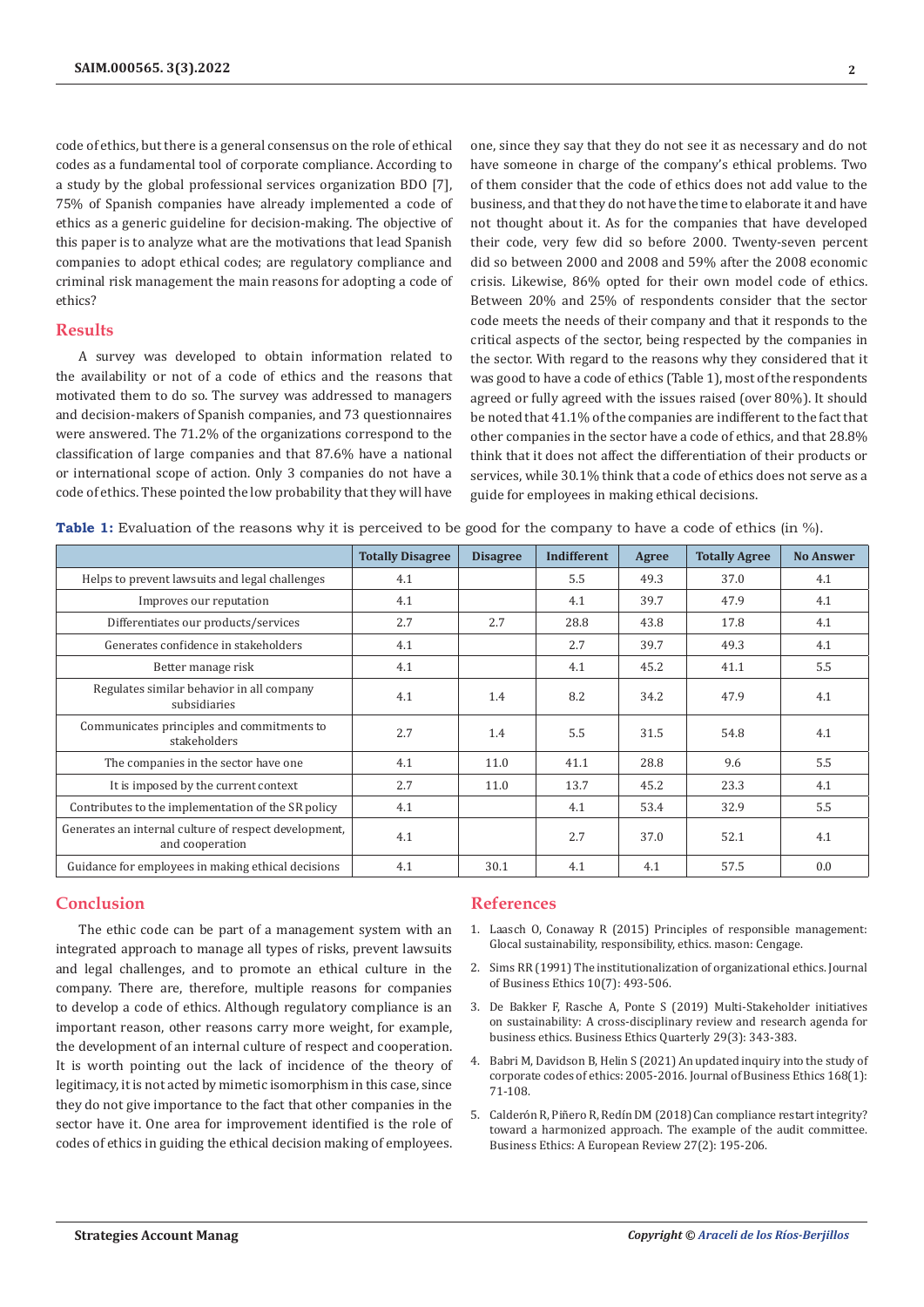code of ethics, but there is a general consensus on the role of ethical codes as a fundamental tool of corporate compliance. According to a study by the global professional services organization BDO [7], 75% of Spanish companies have already implemented a code of ethics as a generic guideline for decision-making. The objective of this paper is to analyze what are the motivations that lead Spanish companies to adopt ethical codes; are regulatory compliance and criminal risk management the main reasons for adopting a code of ethics?

## Results

A survey was developed to obtain information related to the availability or not of a code of ethics and the reasons that motivated them to do so. The survey was addressed to managers and decision-makers of Spanish companies, and 73 questionnaires were answered. The 71.2% of the organizations correspond to the classification of large companies and that 87.6% have a national or international scope of action. Only 3 companies do not have a code of ethics. These pointed the low probability that they will have one, since they say that they do not see it as necessary and do not have someone in charge of the company's ethical problems. Two of them consider that the code of ethics does not add value to the business, and that they do not have the time to elaborate it and have not thought about it. As for the companies that have developed their code, very few did so before 2000. Twenty-seven percent did so between 2000 and 2008 and 59% after the 2008 economic crisis. Likewise, 86% opted for their own model code of ethics. Between 20% and 25% of respondents consider that the sector code meets the needs of their company and that it responds to the critical aspects of the sector, being respected by the companies in the sector. With regard to the reasons why they considered that it was good to have a code of ethics (Table 1), most of the respondents agreed or fully agreed with the issues raised (over 80%). It should be noted that 41.1% of the companies are indifferent to the fact that other companies in the sector have a code of ethics, and that 28.8% think that it does not affect the differentiation of their products or services, while 30.1% think that a code of ethics does not serve as a guide for employees in making ethical decisions.

**Table 1:** Evaluation of the reasons why it is perceived to be good for the company to have a code of ethics (in %).

| | Totally Disagree | Disagree | Indifferent | Agree | Totally Agree | No Answer |
|---|---|---|---|---|---|---|
| Helps to prevent lawsuits and legal challenges | 4.1 | | 5.5 | 49.3 | 37.0 | 4.1 |
| Improves our reputation | 4.1 | | 4.1 | 39.7 | 47.9 | 4.1 |
| Differentiates our products/services | 2.7 | 2.7 | 28.8 | 43.8 | 17.8 | 4.1 |
| Generates confidence in stakeholders | 4.1 | | 2.7 | 39.7 | 49.3 | 4.1 |
| Better manage risk | 4.1 | | 4.1 | 45.2 | 41.1 | 5.5 |
| Regulates similar behavior in all company subsidiaries | 4.1 | 1.4 | 8.2 | 34.2 | 47.9 | 4.1 |
| Communicates principles and commitments to stakeholders | 2.7 | 1.4 | 5.5 | 31.5 | 54.8 | 4.1 |
| The companies in the sector have one | 4.1 | 11.0 | 41.1 | 28.8 | 9.6 | 5.5 |
| It is imposed by the current context | 2.7 | 11.0 | 13.7 | 45.2 | 23.3 | 4.1 |
| Contributes to the implementation of the SR policy | 4.1 | | 4.1 | 53.4 | 32.9 | 5.5 |
| Generates an internal culture of respect development, and cooperation | 4.1 | | 2.7 | 37.0 | 52.1 | 4.1 |
| Guidance for employees in making ethical decisions | 4.1 | 30.1 | 4.1 | 4.1 | 57.5 | 0.0 |

## Conclusion

The ethic code can be part of a management system with an integrated approach to manage all types of risks, prevent lawsuits and legal challenges, and to promote an ethical culture in the company. There are, therefore, multiple reasons for companies to develop a code of ethics. Although regulatory compliance is an important reason, other reasons carry more weight, for example, the development of an internal culture of respect and cooperation. It is worth pointing out the lack of incidence of the theory of legitimacy, it is not acted by mimetic isomorphism in this case, since they do not give importance to the fact that other companies in the sector have it. One area for improvement identified is the role of codes of ethics in guiding the ethical decision making of employees.

## References

1. Laasch O, Conaway R (2015) Principles of responsible management: Glocal sustainability, responsibility, ethics. mason: Cengage.
2. Sims RR (1991) The institutionalization of organizational ethics. Journal of Business Ethics 10(7): 493-506.
3. De Bakker F, Rasche A, Ponte S (2019) Multi-Stakeholder initiatives on sustainability: A cross-disciplinary review and research agenda for business ethics. Business Ethics Quarterly 29(3): 343-383.
4. Babri M, Davidson B, Helin S (2021) An updated inquiry into the study of corporate codes of ethics: 2005-2016. Journal of Business Ethics 168(1): 71-108.
5. Calderón R, Piñero R, Redín DM (2018) Can compliance restart integrity? toward a harmonized approach. The example of the audit committee. Business Ethics: A European Review 27(2): 195-206.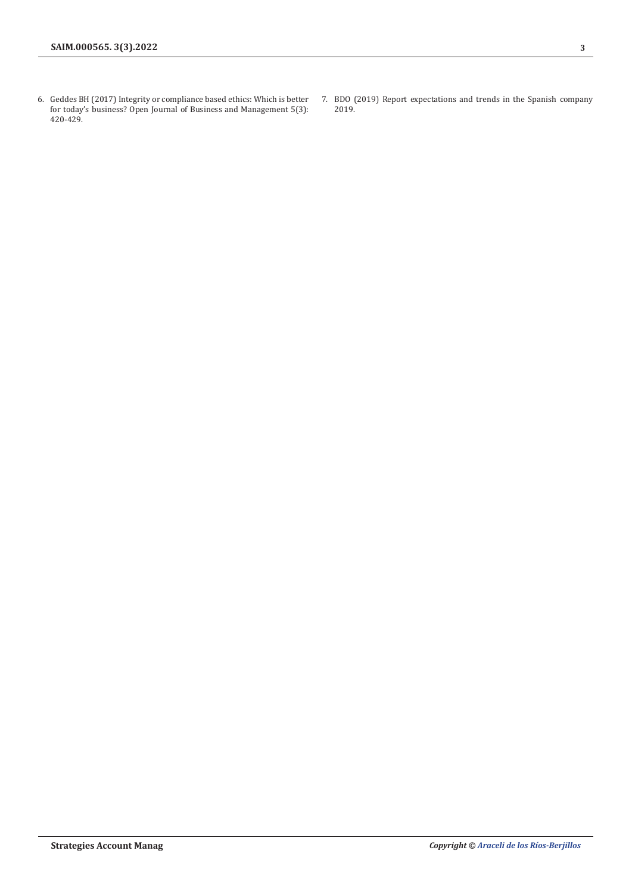6. Geddes BH (2017) Integrity or compliance based ethics: Which is better for today's business? Open Journal of Business and Management 5(3): 420-429.
7. BDO (2019) Report expectations and trends in the Spanish company 2019.